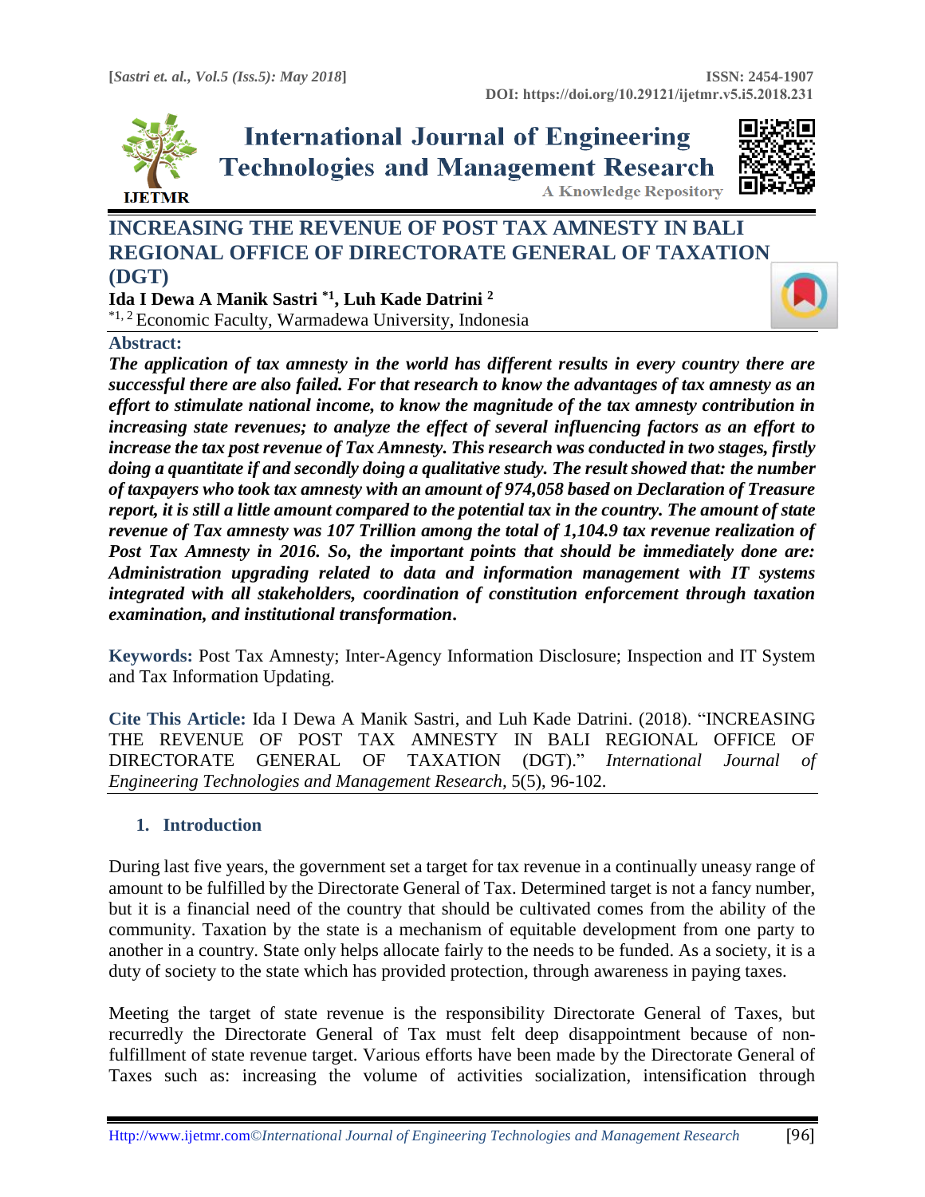# INCREASING THE REVENUE OF POST TAX AMNESTY IN BALI REGIONAL OFFICE OF DIRECTORATE GENERAL OF TAXATION (DGT)

**Ida I Dewa A Manik Sastri [*1], Luh Kade Datrini [2]**

[*1, 2] Economic Faculty, Warmadewa University, Indonesia

**Abstract:**

***The application of tax amnesty in the world has different results in every country there are successful there are also failed. For that research to know the advantages of tax amnesty as an effort to stimulate national income, to know the magnitude of the tax amnesty contribution in increasing state revenues; to analyze the effect of several influencing factors as an effort to increase the tax post revenue of Tax Amnesty. This research was conducted in two stages, firstly doing a quantitate if and secondly doing a qualitative study. The result showed that: the number of taxpayers who took tax amnesty with an amount of 974,058 based on Declaration of Treasure report, it is still a little amount compared to the potential tax in the country. The amount of state revenue of Tax amnesty was 107 Trillion among the total of 1,104.9 tax revenue realization of Post Tax Amnesty in 2016. So, the important points that should be immediately done are: Administration upgrading related to data and information management with IT systems integrated with all stakeholders, coordination of constitution enforcement through taxation examination, and institutional transformation.***

**Keywords:** Post Tax Amnesty; Inter-Agency Information Disclosure; Inspection and IT System and Tax Information Updating.

**Cite This Article:** Ida I Dewa A Manik Sastri, and Luh Kade Datrini. (2018). "INCREASING THE REVENUE OF POST TAX AMNESTY IN BALI REGIONAL OFFICE OF DIRECTORATE GENERAL OF TAXATION (DGT)." *International Journal of Engineering Technologies and Management Research,* 5(5), 96-102.

## 1. Introduction

During last five years, the government set a target for tax revenue in a continually uneasy range of amount to be fulfilled by the Directorate General of Tax. Determined target is not a fancy number, but it is a financial need of the country that should be cultivated comes from the ability of the community. Taxation by the state is a mechanism of equitable development from one party to another in a country. State only helps allocate fairly to the needs to be funded. As a society, it is a duty of society to the state which has provided protection, through awareness in paying taxes.

Meeting the target of state revenue is the responsibility Directorate General of Taxes, but recurredly the Directorate General of Tax must felt deep disappointment because of non-fulfillment of state revenue target. Various efforts have been made by the Directorate General of Taxes such as: increasing the volume of activities socialization, intensification through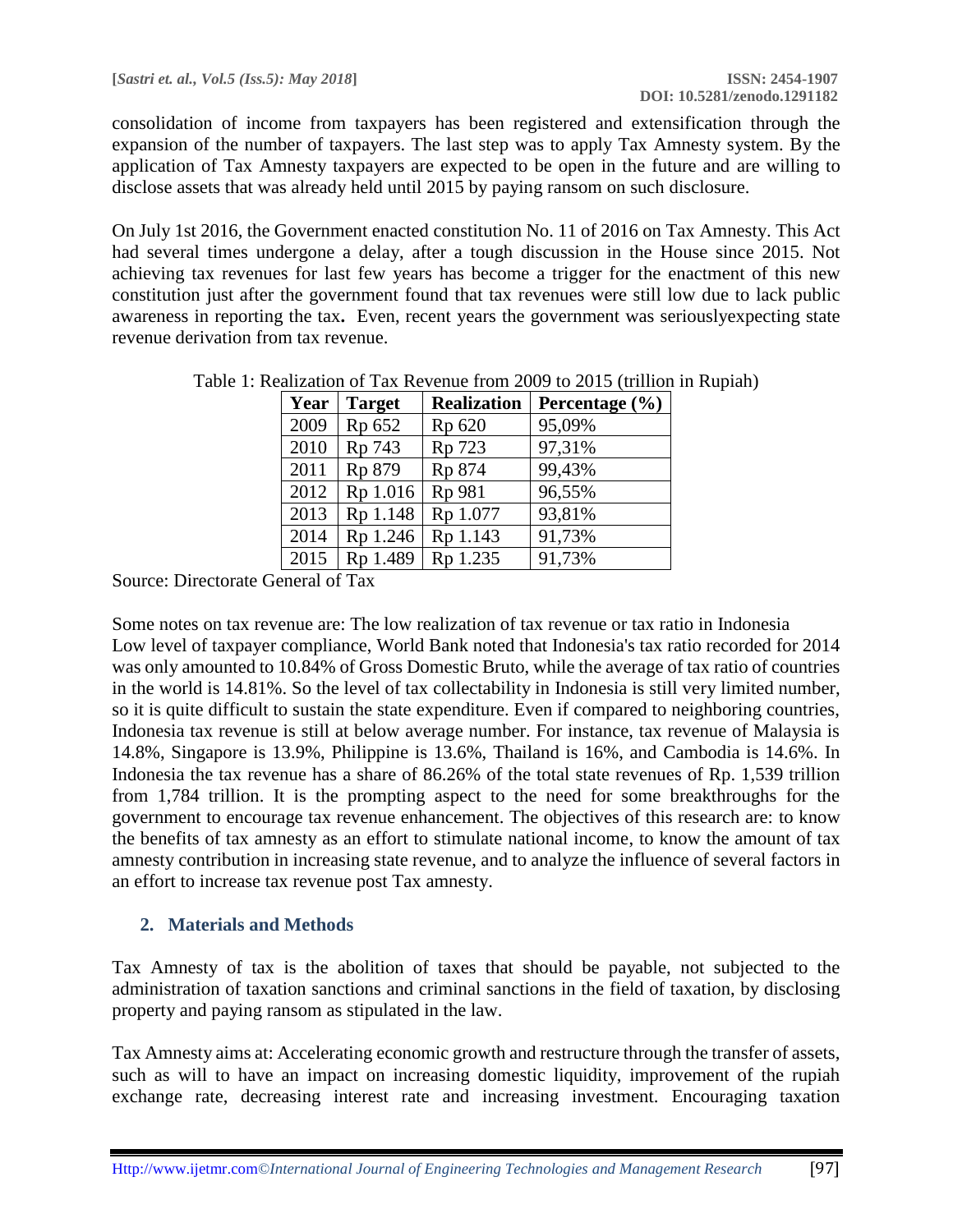consolidation of income from taxpayers has been registered and extensification through the expansion of the number of taxpayers. The last step was to apply Tax Amnesty system. By the application of Tax Amnesty taxpayers are expected to be open in the future and are willing to disclose assets that was already held until 2015 by paying ransom on such disclosure.

On July 1st 2016, the Government enacted constitution No. 11 of 2016 on Tax Amnesty. This Act had several times undergone a delay, after a tough discussion in the House since 2015. Not achieving tax revenues for last few years has become a trigger for the enactment of this new constitution just after the government found that tax revenues were still low due to lack public awareness in reporting the tax**.** Even, recent years the government was seriouslyexpecting state revenue derivation from tax revenue.

Table 1: Realization of Tax Revenue from 2009 to 2015 (trillion in Rupiah)

| Year | Target | Realization | Percentage (%) |
|---|---|---|---|
| 2009 | Rp 652 | Rp 620 | 95,09% |
| 2010 | Rp 743 | Rp 723 | 97,31% |
| 2011 | Rp 879 | Rp 874 | 99,43% |
| 2012 | Rp 1.016 | Rp 981 | 96,55% |
| 2013 | Rp 1.148 | Rp 1.077 | 93,81% |
| 2014 | Rp 1.246 | Rp 1.143 | 91,73% |
| 2015 | Rp 1.489 | Rp 1.235 | 91,73% |

Source: Directorate General of Tax

Some notes on tax revenue are: The low realization of tax revenue or tax ratio in Indonesia
Low level of taxpayer compliance, World Bank noted that Indonesia's tax ratio recorded for 2014 was only amounted to 10.84% of Gross Domestic Bruto, while the average of tax ratio of countries in the world is 14.81%. So the level of tax collectability in Indonesia is still very limited number, so it is quite difficult to sustain the state expenditure. Even if compared to neighboring countries, Indonesia tax revenue is still at below average number. For instance, tax revenue of Malaysia is 14.8%, Singapore is 13.9%, Philippine is 13.6%, Thailand is 16%, and Cambodia is 14.6%. In Indonesia the tax revenue has a share of 86.26% of the total state revenues of Rp. 1,539 trillion from 1,784 trillion. It is the prompting aspect to the need for some breakthroughs for the government to encourage tax revenue enhancement. The objectives of this research are: to know the benefits of tax amnesty as an effort to stimulate national income, to know the amount of tax amnesty contribution in increasing state revenue, and to analyze the influence of several factors in an effort to increase tax revenue post Tax amnesty.

## 2. Materials and Methods

Tax Amnesty of tax is the abolition of taxes that should be payable, not subjected to the administration of taxation sanctions and criminal sanctions in the field of taxation, by disclosing property and paying ransom as stipulated in the law.

Tax Amnesty aims at: Accelerating economic growth and restructure through the transfer of assets, such as will to have an impact on increasing domestic liquidity, improvement of the rupiah exchange rate, decreasing interest rate and increasing investment. Encouraging taxation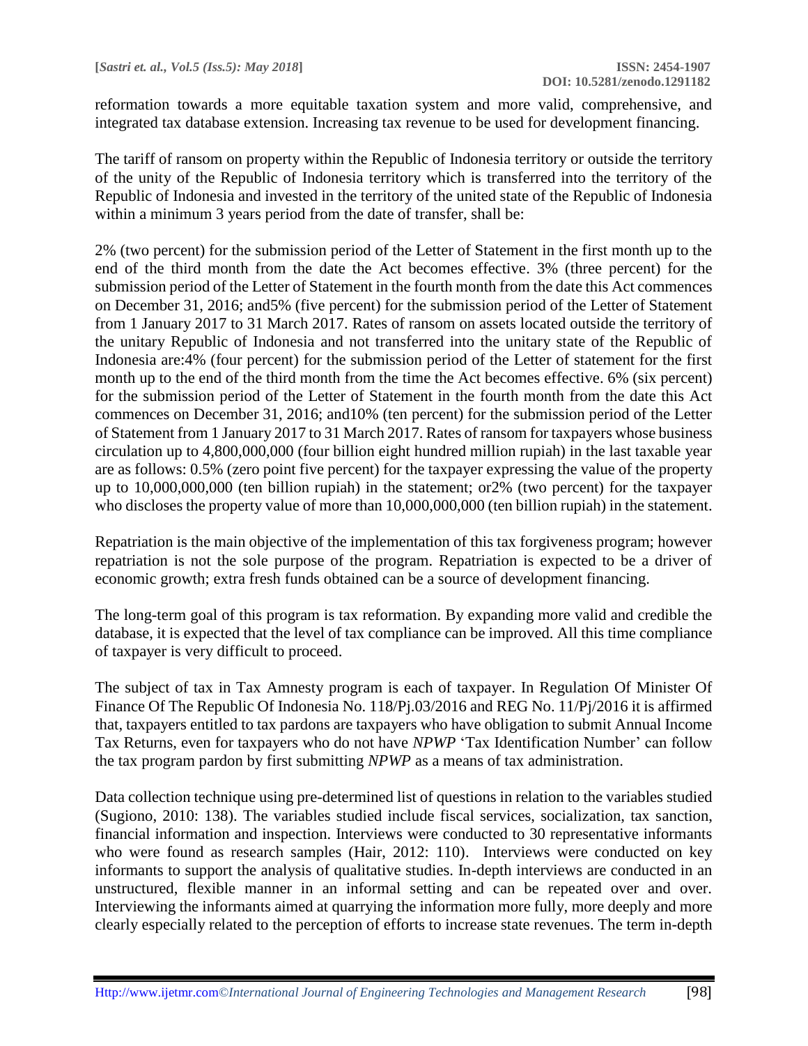reformation towards a more equitable taxation system and more valid, comprehensive, and integrated tax database extension. Increasing tax revenue to be used for development financing.

The tariff of ransom on property within the Republic of Indonesia territory or outside the territory of the unity of the Republic of Indonesia territory which is transferred into the territory of the Republic of Indonesia and invested in the territory of the united state of the Republic of Indonesia within a minimum 3 years period from the date of transfer, shall be:

2% (two percent) for the submission period of the Letter of Statement in the first month up to the end of the third month from the date the Act becomes effective. 3% (three percent) for the submission period of the Letter of Statement in the fourth month from the date this Act commences on December 31, 2016; and5% (five percent) for the submission period of the Letter of Statement from 1 January 2017 to 31 March 2017. Rates of ransom on assets located outside the territory of the unitary Republic of Indonesia and not transferred into the unitary state of the Republic of Indonesia are:4% (four percent) for the submission period of the Letter of statement for the first month up to the end of the third month from the time the Act becomes effective. 6% (six percent) for the submission period of the Letter of Statement in the fourth month from the date this Act commences on December 31, 2016; and10% (ten percent) for the submission period of the Letter of Statement from 1 January 2017 to 31 March 2017. Rates of ransom for taxpayers whose business circulation up to 4,800,000,000 (four billion eight hundred million rupiah) in the last taxable year are as follows: 0.5% (zero point five percent) for the taxpayer expressing the value of the property up to 10,000,000,000 (ten billion rupiah) in the statement; or2% (two percent) for the taxpayer who discloses the property value of more than 10,000,000,000 (ten billion rupiah) in the statement.

Repatriation is the main objective of the implementation of this tax forgiveness program; however repatriation is not the sole purpose of the program. Repatriation is expected to be a driver of economic growth; extra fresh funds obtained can be a source of development financing.

The long-term goal of this program is tax reformation. By expanding more valid and credible the database, it is expected that the level of tax compliance can be improved. All this time compliance of taxpayer is very difficult to proceed.

The subject of tax in Tax Amnesty program is each of taxpayer. In Regulation Of Minister Of Finance Of The Republic Of Indonesia No. 118/Pj.03/2016 and REG No. 11/Pj/2016 it is affirmed that, taxpayers entitled to tax pardons are taxpayers who have obligation to submit Annual Income Tax Returns, even for taxpayers who do not have *NPWP* 'Tax Identification Number' can follow the tax program pardon by first submitting *NPWP* as a means of tax administration.

Data collection technique using pre-determined list of questions in relation to the variables studied (Sugiono, 2010: 138). The variables studied include fiscal services, socialization, tax sanction, financial information and inspection. Interviews were conducted to 30 representative informants who were found as research samples (Hair, 2012: 110). Interviews were conducted on key informants to support the analysis of qualitative studies. In-depth interviews are conducted in an unstructured, flexible manner in an informal setting and can be repeated over and over. Interviewing the informants aimed at quarrying the information more fully, more deeply and more clearly especially related to the perception of efforts to increase state revenues. The term in-depth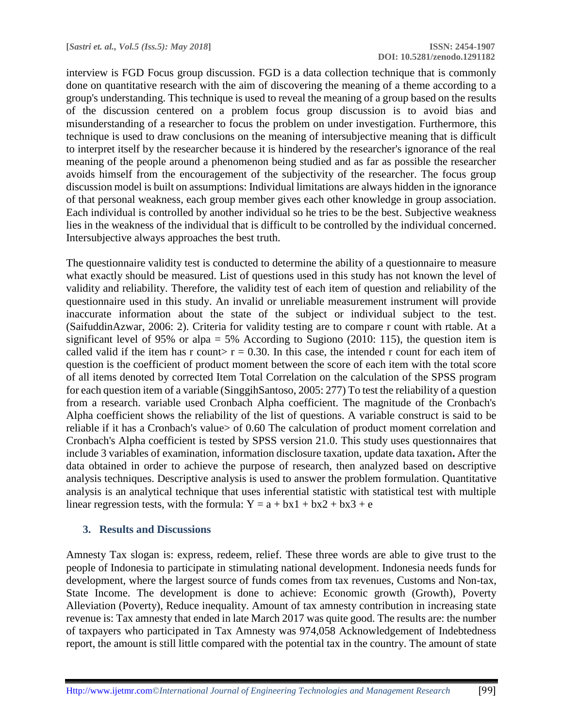interview is FGD Focus group discussion. FGD is a data collection technique that is commonly done on quantitative research with the aim of discovering the meaning of a theme according to a group's understanding. This technique is used to reveal the meaning of a group based on the results of the discussion centered on a problem focus group discussion is to avoid bias and misunderstanding of a researcher to focus the problem on under investigation. Furthermore, this technique is used to draw conclusions on the meaning of intersubjective meaning that is difficult to interpret itself by the researcher because it is hindered by the researcher's ignorance of the real meaning of the people around a phenomenon being studied and as far as possible the researcher avoids himself from the encouragement of the subjectivity of the researcher. The focus group discussion model is built on assumptions: Individual limitations are always hidden in the ignorance of that personal weakness, each group member gives each other knowledge in group association. Each individual is controlled by another individual so he tries to be the best. Subjective weakness lies in the weakness of the individual that is difficult to be controlled by the individual concerned. Intersubjective always approaches the best truth.

The questionnaire validity test is conducted to determine the ability of a questionnaire to measure what exactly should be measured. List of questions used in this study has not known the level of validity and reliability. Therefore, the validity test of each item of question and reliability of the questionnaire used in this study. An invalid or unreliable measurement instrument will provide inaccurate information about the state of the subject or individual subject to the test. (SaifuddinAzwar, 2006: 2). Criteria for validity testing are to compare r count with rtable. At a significant level of 95% or alpa = 5% According to Sugiono (2010: 115), the question item is called valid if the item has r count> r = 0.30. In this case, the intended r count for each item of question is the coefficient of product moment between the score of each item with the total score of all items denoted by corrected Item Total Correlation on the calculation of the SPSS program for each question item of a variable (SinggihSantoso, 2005: 277) To test the reliability of a question from a research. variable used Cronbach Alpha coefficient. The magnitude of the Cronbach's Alpha coefficient shows the reliability of the list of questions. A variable construct is said to be reliable if it has a Cronbach's value> of 0.60 The calculation of product moment correlation and Cronbach's Alpha coefficient is tested by SPSS version 21.0. This study uses questionnaires that include 3 variables of examination, information disclosure taxation, update data taxation**.** After the data obtained in order to achieve the purpose of research, then analyzed based on descriptive analysis techniques. Descriptive analysis is used to answer the problem formulation. Quantitative analysis is an analytical technique that uses inferential statistic with statistical test with multiple linear regression tests, with the formula: $Y = a + bx1 + bx2 + bx3 + e$

## 3. Results and Discussions

Amnesty Tax slogan is: express, redeem, relief. These three words are able to give trust to the people of Indonesia to participate in stimulating national development. Indonesia needs funds for development, where the largest source of funds comes from tax revenues, Customs and Non-tax, State Income. The development is done to achieve: Economic growth (Growth), Poverty Alleviation (Poverty), Reduce inequality. Amount of tax amnesty contribution in increasing state revenue is: Tax amnesty that ended in late March 2017 was quite good. The results are: the number of taxpayers who participated in Tax Amnesty was 974,058 Acknowledgement of Indebtedness report, the amount is still little compared with the potential tax in the country. The amount of state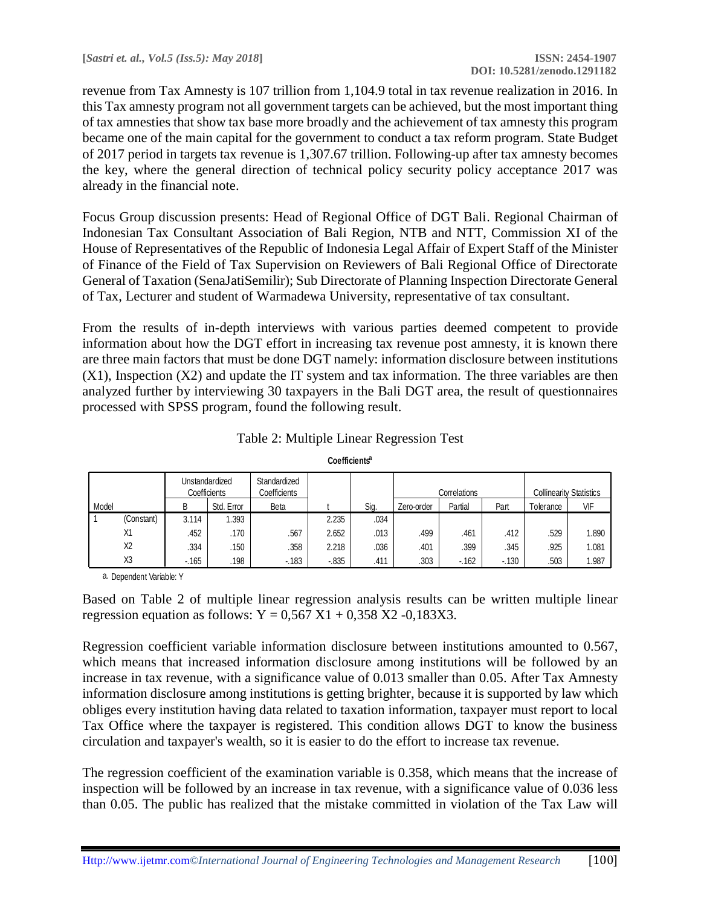revenue from Tax Amnesty is 107 trillion from 1,104.9 total in tax revenue realization in 2016. In this Tax amnesty program not all government targets can be achieved, but the most important thing of tax amnesties that show tax base more broadly and the achievement of tax amnesty this program became one of the main capital for the government to conduct a tax reform program. State Budget of 2017 period in targets tax revenue is 1,307.67 trillion. Following-up after tax amnesty becomes the key, where the general direction of technical policy security policy acceptance 2017 was already in the financial note.

Focus Group discussion presents: Head of Regional Office of DGT Bali. Regional Chairman of Indonesian Tax Consultant Association of Bali Region, NTB and NTT, Commission XI of the House of Representatives of the Republic of Indonesia Legal Affair of Expert Staff of the Minister of Finance of the Field of Tax Supervision on Reviewers of Bali Regional Office of Directorate General of Taxation (SenaJatiSemilir); Sub Directorate of Planning Inspection Directorate General of Tax, Lecturer and student of Warmadewa University, representative of tax consultant.

From the results of in-depth interviews with various parties deemed competent to provide information about how the DGT effort in increasing tax revenue post amnesty, it is known there are three main factors that must be done DGT namely: information disclosure between institutions (X1), Inspection (X2) and update the IT system and tax information. The three variables are then analyzed further by interviewing 30 taxpayers in the Bali DGT area, the result of questionnaires processed with SPSS program, found the following result.

Table 2: Multiple Linear Regression Test

**Coefficients[a]**

| Model | | Unstandardized Coefficients | | Standardized Coefficients | t | Sig. | Correlations | | | Collinearity Statistics | |
|---|---|---|---|---|---|---|---|---|---|---|---|
| | | B | Std. Error | Beta | | | Zero-order | Partial | Part | Tolerance | VIF |
| 1 | (Constant) | 3.114 | 1.393 | | 2.235 | .034 | | | | | |
| | X1 | .452 | .170 | .567 | 2.652 | .013 | .499 | .461 | .412 | .529 | 1.890 |
| | X2 | .334 | .150 | .358 | 2.218 | .036 | .401 | .399 | .345 | .925 | 1.081 |
| | X3 | -.165 | .198 | -.183 | -.835 | .411 | .303 | -.162 | -.130 | .503 | 1.987 |

a. Dependent Variable: Y

Based on Table 2 of multiple linear regression analysis results can be written multiple linear regression equation as follows: $Y = 0{,}567\ X1 + 0{,}358\ X2 - 0{,}183X3$.

Regression coefficient variable information disclosure between institutions amounted to 0.567, which means that increased information disclosure among institutions will be followed by an increase in tax revenue, with a significance value of 0.013 smaller than 0.05. After Tax Amnesty information disclosure among institutions is getting brighter, because it is supported by law which obliges every institution having data related to taxation information, taxpayer must report to local Tax Office where the taxpayer is registered. This condition allows DGT to know the business circulation and taxpayer's wealth, so it is easier to do the effort to increase tax revenue.

The regression coefficient of the examination variable is 0.358, which means that the increase of inspection will be followed by an increase in tax revenue, with a significance value of 0.036 less than 0.05. The public has realized that the mistake committed in violation of the Tax Law will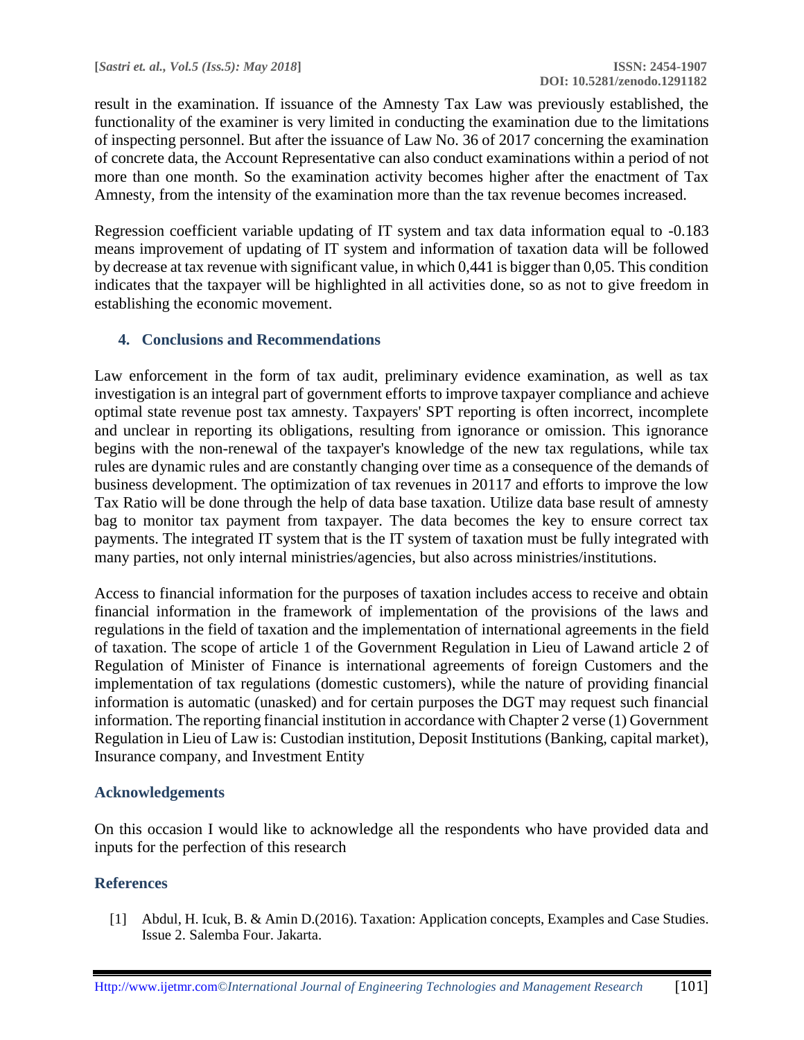result in the examination. If issuance of the Amnesty Tax Law was previously established, the functionality of the examiner is very limited in conducting the examination due to the limitations of inspecting personnel. But after the issuance of Law No. 36 of 2017 concerning the examination of concrete data, the Account Representative can also conduct examinations within a period of not more than one month. So the examination activity becomes higher after the enactment of Tax Amnesty, from the intensity of the examination more than the tax revenue becomes increased.

Regression coefficient variable updating of IT system and tax data information equal to -0.183 means improvement of updating of IT system and information of taxation data will be followed by decrease at tax revenue with significant value, in which 0,441 is bigger than 0,05. This condition indicates that the taxpayer will be highlighted in all activities done, so as not to give freedom in establishing the economic movement.

## 4. Conclusions and Recommendations

Law enforcement in the form of tax audit, preliminary evidence examination, as well as tax investigation is an integral part of government efforts to improve taxpayer compliance and achieve optimal state revenue post tax amnesty. Taxpayers' SPT reporting is often incorrect, incomplete and unclear in reporting its obligations, resulting from ignorance or omission. This ignorance begins with the non-renewal of the taxpayer's knowledge of the new tax regulations, while tax rules are dynamic rules and are constantly changing over time as a consequence of the demands of business development. The optimization of tax revenues in 20117 and efforts to improve the low Tax Ratio will be done through the help of data base taxation. Utilize data base result of amnesty bag to monitor tax payment from taxpayer. The data becomes the key to ensure correct tax payments. The integrated IT system that is the IT system of taxation must be fully integrated with many parties, not only internal ministries/agencies, but also across ministries/institutions.

Access to financial information for the purposes of taxation includes access to receive and obtain financial information in the framework of implementation of the provisions of the laws and regulations in the field of taxation and the implementation of international agreements in the field of taxation. The scope of article 1 of the Government Regulation in Lieu of Lawand article 2 of Regulation of Minister of Finance is international agreements of foreign Customers and the implementation of tax regulations (domestic customers), while the nature of providing financial information is automatic (unasked) and for certain purposes the DGT may request such financial information. The reporting financial institution in accordance with Chapter 2 verse (1) Government Regulation in Lieu of Law is: Custodian institution, Deposit Institutions (Banking, capital market), Insurance company, and Investment Entity

## Acknowledgements

On this occasion I would like to acknowledge all the respondents who have provided data and inputs for the perfection of this research

## References

[1] Abdul, H. Icuk, B. & Amin D.(2016). Taxation: Application concepts, Examples and Case Studies. Issue 2. Salemba Four. Jakarta.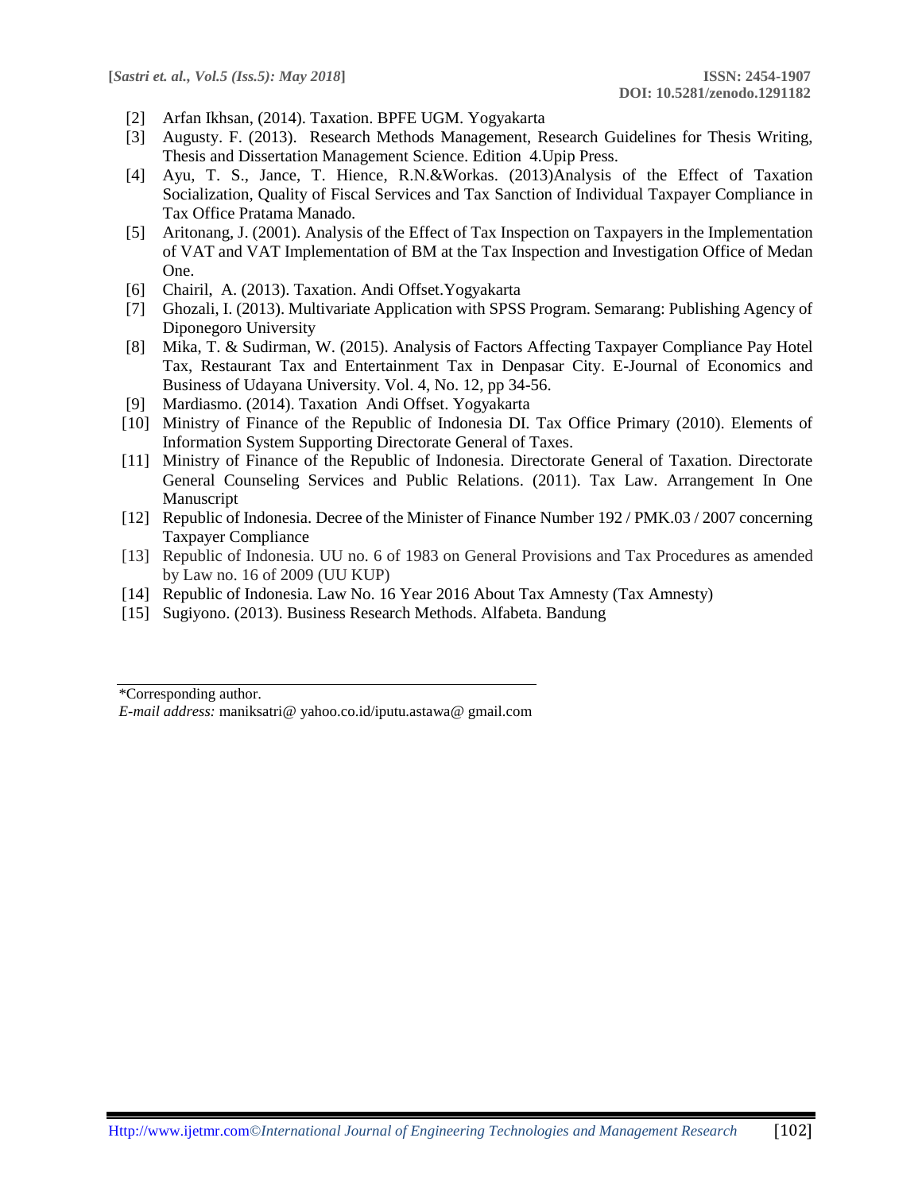[2] Arfan Ikhsan, (2014). Taxation. BPFE UGM. Yogyakarta

[3] Augusty. F. (2013). Research Methods Management, Research Guidelines for Thesis Writing, Thesis and Dissertation Management Science. Edition 4.Upip Press.

[4] Ayu, T. S., Jance, T. Hience, R.N.&Workas. (2013)Analysis of the Effect of Taxation Socialization, Quality of Fiscal Services and Tax Sanction of Individual Taxpayer Compliance in Tax Office Pratama Manado.

[5] Aritonang, J. (2001). Analysis of the Effect of Tax Inspection on Taxpayers in the Implementation of VAT and VAT Implementation of BM at the Tax Inspection and Investigation Office of Medan One.

[6] Chairil, A. (2013). Taxation. Andi Offset.Yogyakarta

[7] Ghozali, I. (2013). Multivariate Application with SPSS Program. Semarang: Publishing Agency of Diponegoro University

[8] Mika, T. & Sudirman, W. (2015). Analysis of Factors Affecting Taxpayer Compliance Pay Hotel Tax, Restaurant Tax and Entertainment Tax in Denpasar City. E-Journal of Economics and Business of Udayana University. Vol. 4, No. 12, pp 34-56.

[9] Mardiasmo. (2014). Taxation Andi Offset. Yogyakarta

[10] Ministry of Finance of the Republic of Indonesia DI. Tax Office Primary (2010). Elements of Information System Supporting Directorate General of Taxes.

[11] Ministry of Finance of the Republic of Indonesia. Directorate General of Taxation. Directorate General Counseling Services and Public Relations. (2011). Tax Law. Arrangement In One Manuscript

[12] Republic of Indonesia. Decree of the Minister of Finance Number 192 / PMK.03 / 2007 concerning Taxpayer Compliance

[13] Republic of Indonesia. UU no. 6 of 1983 on General Provisions and Tax Procedures as amended by Law no. 16 of 2009 (UU KUP)

[14] Republic of Indonesia. Law No. 16 Year 2016 About Tax Amnesty (Tax Amnesty)

[15] Sugiyono. (2013). Business Research Methods. Alfabeta. Bandung

---

*Corresponding author.

*E-mail address:* maniksatri@ yahoo.co.id/iputu.astawa@ gmail.com